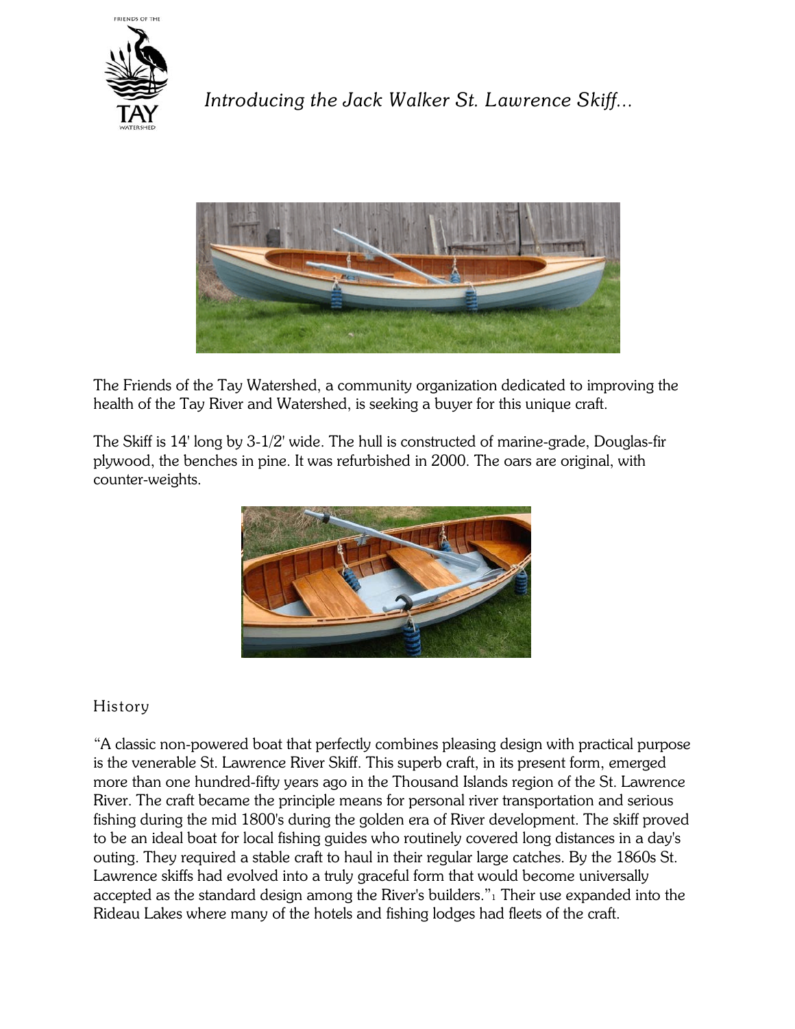*Introducing the Jack Walker St. Lawrence Skiff...*

The Friends of the Tay Watershed, a community organization dedicated to improving the health of the Tay River and Watershed, is seeking a buyer for this unique craft.

The Skiff is 14' long by 3-1/2' wide. The hull is constructed of marine-grade, Douglas-fir plywood, the benches in pine. It was refurbished in 2000. The oars are original, with counter-weights.

## History

"A classic non-powered boat that perfectly combines pleasing design with practical purpose is the venerable St. Lawrence River Skiff. This superb craft, in its present form, emerged more than one hundred-fifty years ago in the Thousand Islands region of the St. Lawrence River. The craft became the principle means for personal river transportation and serious fishing during the mid 1800's during the golden era of River development. The skiff proved to be an ideal boat for local fishing guides who routinely covered long distances in a day's outing. They required a stable craft to haul in their regular large catches. By the 1860s St. Lawrence skiffs had evolved into a truly graceful form that would become universally accepted as the standard design among the River's builders."[1] Their use expanded into the Rideau Lakes where many of the hotels and fishing lodges had fleets of the craft.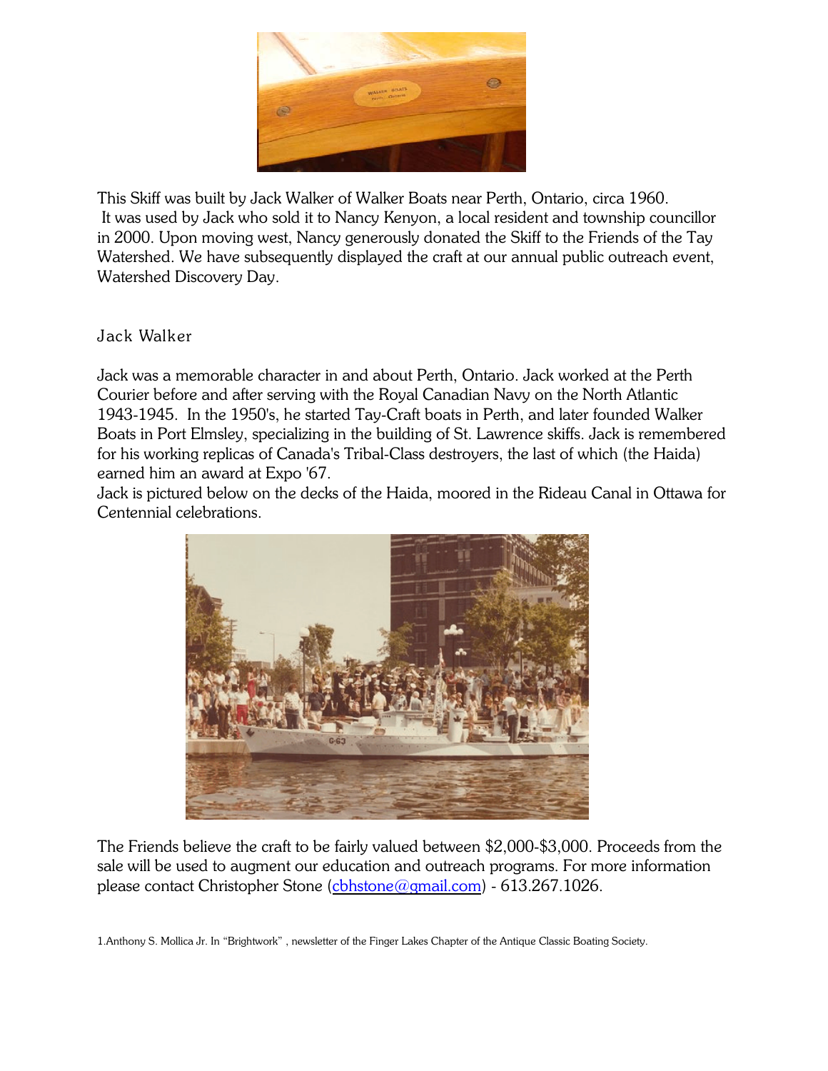This Skiff was built by Jack Walker of Walker Boats near Perth, Ontario, circa 1960. It was used by Jack who sold it to Nancy Kenyon, a local resident and township councillor in 2000. Upon moving west, Nancy generously donated the Skiff to the Friends of the Tay Watershed. We have subsequently displayed the craft at our annual public outreach event, Watershed Discovery Day.

## Jack Walker

Jack was a memorable character in and about Perth, Ontario. Jack worked at the Perth Courier before and after serving with the Royal Canadian Navy on the North Atlantic 1943-1945. In the 1950's, he started Tay-Craft boats in Perth, and later founded Walker Boats in Port Elmsley, specializing in the building of St. Lawrence skiffs. Jack is remembered for his working replicas of Canada's Tribal-Class destroyers, the last of which (the Haida) earned him an award at Expo '67.

Jack is pictured below on the decks of the Haida, moored in the Rideau Canal in Ottawa for Centennial celebrations.

The Friends believe the craft to be fairly valued between $2,000-$3,000. Proceeds from the sale will be used to augment our education and outreach programs. For more information please contact Christopher Stone (cbhstone@gmail.com) - 613.267.1026.

1.Anthony S. Mollica Jr. In "Brightwork", newsletter of the Finger Lakes Chapter of the Antique Classic Boating Society.